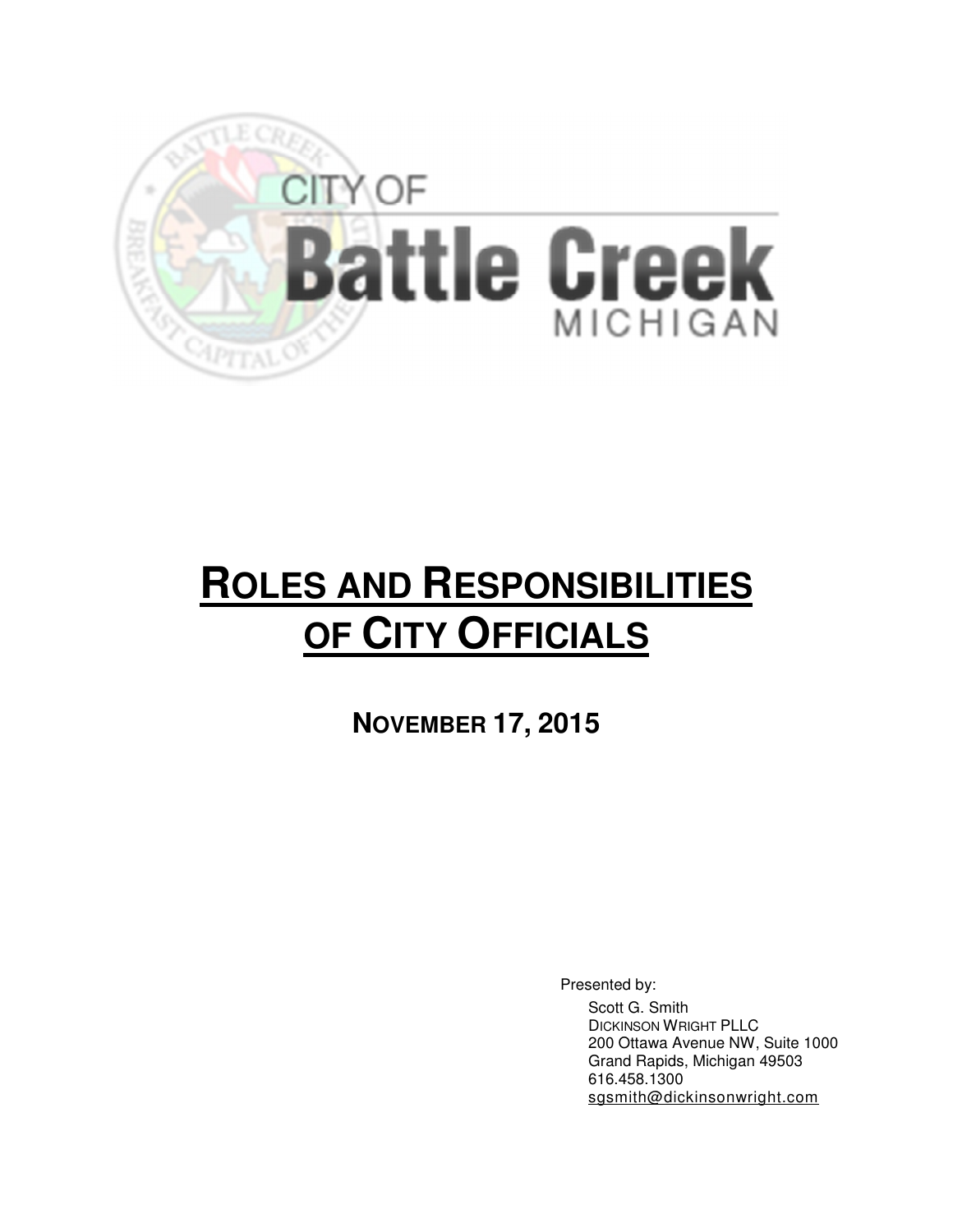CITY OF

**Battle Creek**

MICHIGAN

# ROLES AND RESPONSIBILITIES OF CITY OFFICIALS

## NOVEMBER 17, 2015

Presented by:

Scott G. Smith
DICKINSON WRIGHT PLLC
200 Ottawa Avenue NW, Suite 1000
Grand Rapids, Michigan 49503
616.458.1300
sgsmith@dickinsonwright.com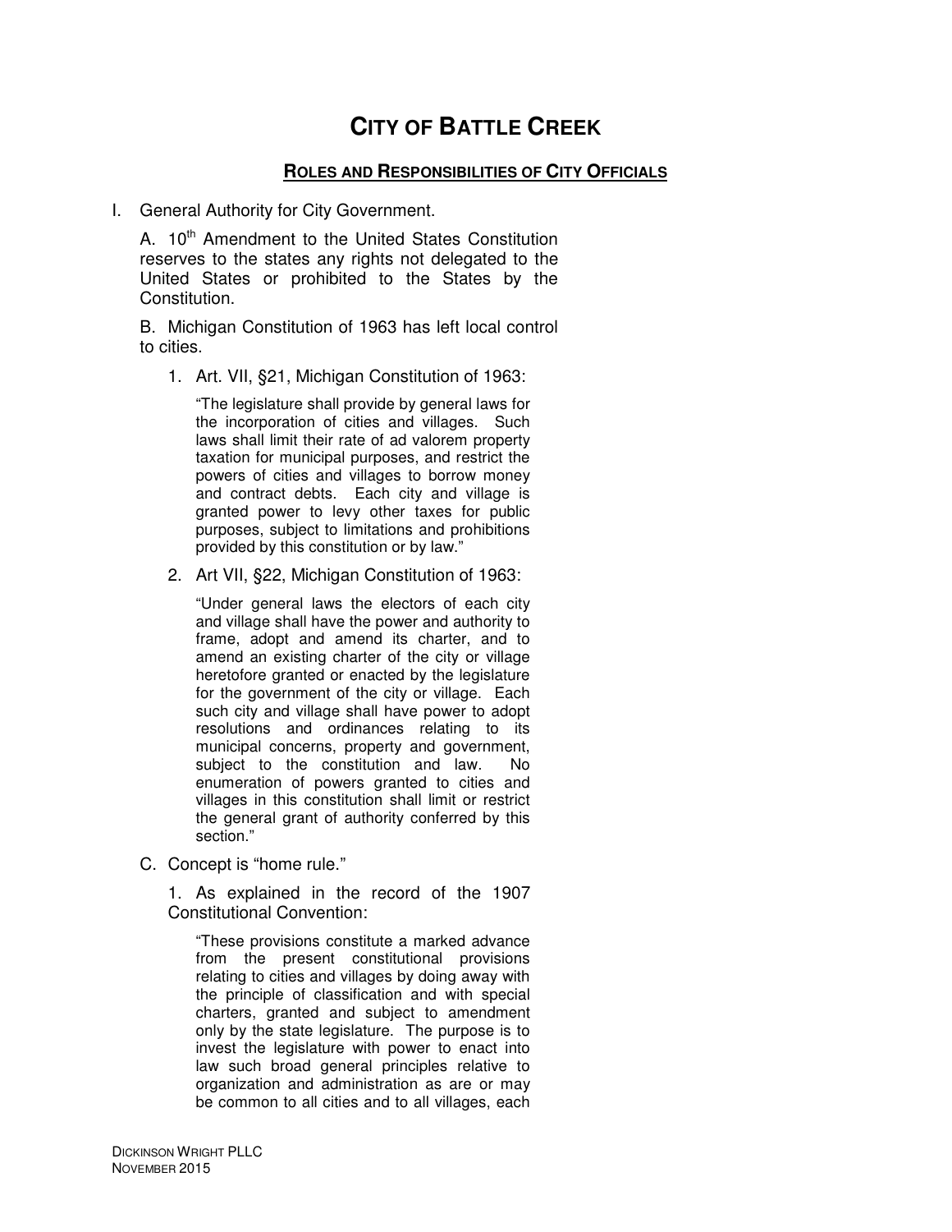# CITY OF BATTLE CREEK

## ROLES AND RESPONSIBILITIES OF CITY OFFICIALS

I. General Authority for City Government.

A. 10th Amendment to the United States Constitution reserves to the states any rights not delegated to the United States or prohibited to the States by the Constitution.

B. Michigan Constitution of 1963 has left local control to cities.

1. Art. VII, §21, Michigan Constitution of 1963:

> "The legislature shall provide by general laws for the incorporation of cities and villages. Such laws shall limit their rate of ad valorem property taxation for municipal purposes, and restrict the powers of cities and villages to borrow money and contract debts. Each city and village is granted power to levy other taxes for public purposes, subject to limitations and prohibitions provided by this constitution or by law."

2. Art VII, §22, Michigan Constitution of 1963:

> "Under general laws the electors of each city and village shall have the power and authority to frame, adopt and amend its charter, and to amend an existing charter of the city or village heretofore granted or enacted by the legislature for the government of the city or village. Each such city and village shall have power to adopt resolutions and ordinances relating to its municipal concerns, property and government, subject to the constitution and law. No enumeration of powers granted to cities and villages in this constitution shall limit or restrict the general grant of authority conferred by this section."

C. Concept is "home rule."

1. As explained in the record of the 1907 Constitutional Convention:

> "These provisions constitute a marked advance from the present constitutional provisions relating to cities and villages by doing away with the principle of classification and with special charters, granted and subject to amendment only by the state legislature. The purpose is to invest the legislature with power to enact into law such broad general principles relative to organization and administration as are or may be common to all cities and to all villages, each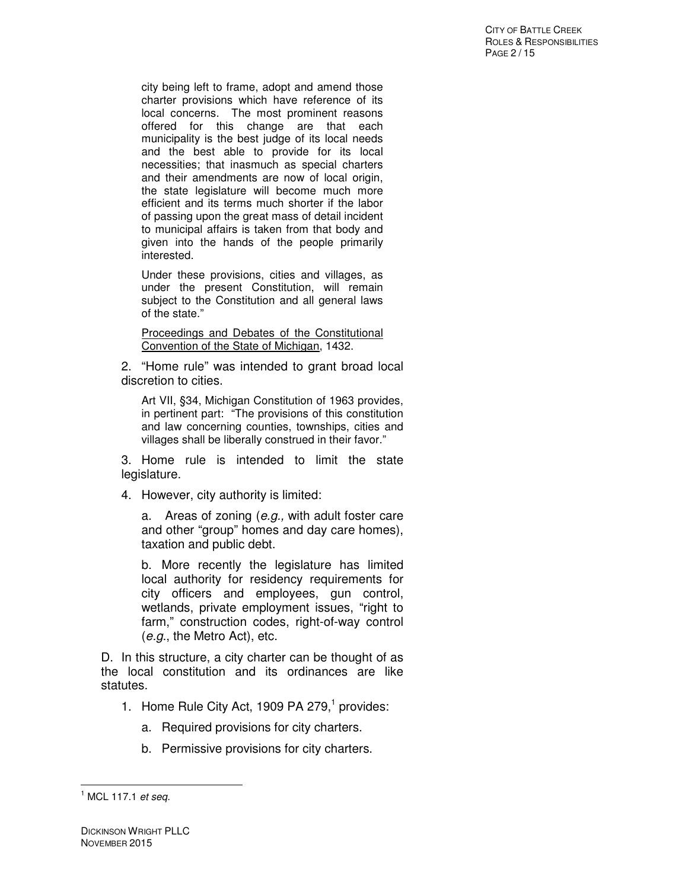city being left to frame, adopt and amend those charter provisions which have reference of its local concerns. The most prominent reasons offered for this change are that each municipality is the best judge of its local needs and the best able to provide for its local necessities; that inasmuch as special charters and their amendments are now of local origin, the state legislature will become much more efficient and its terms much shorter if the labor of passing upon the great mass of detail incident to municipal affairs is taken from that body and given into the hands of the people primarily interested.

> Under these provisions, cities and villages, as under the present Constitution, will remain subject to the Constitution and all general laws of the state."
>
> Proceedings and Debates of the Constitutional Convention of the State of Michigan, 1432.

2. "Home rule" was intended to grant broad local discretion to cities.

   > Art VII, §34, Michigan Constitution of 1963 provides, in pertinent part: "The provisions of this constitution and law concerning counties, townships, cities and villages shall be liberally construed in their favor."

3. Home rule is intended to limit the state legislature.

4. However, city authority is limited:

   a. Areas of zoning (*e.g.,* with adult foster care and other "group" homes and day care homes), taxation and public debt.

   b. More recently the legislature has limited local authority for residency requirements for city officers and employees, gun control, wetlands, private employment issues, "right to farm," construction codes, right-of-way control (*e.g.*, the Metro Act), etc.

D. In this structure, a city charter can be thought of as the local constitution and its ordinances are like statutes.

1. Home Rule City Act, 1909 PA 279,[1] provides:

   a. Required provisions for city charters.

   b. Permissive provisions for city charters.

---

[1] MCL 117.1 *et seq*.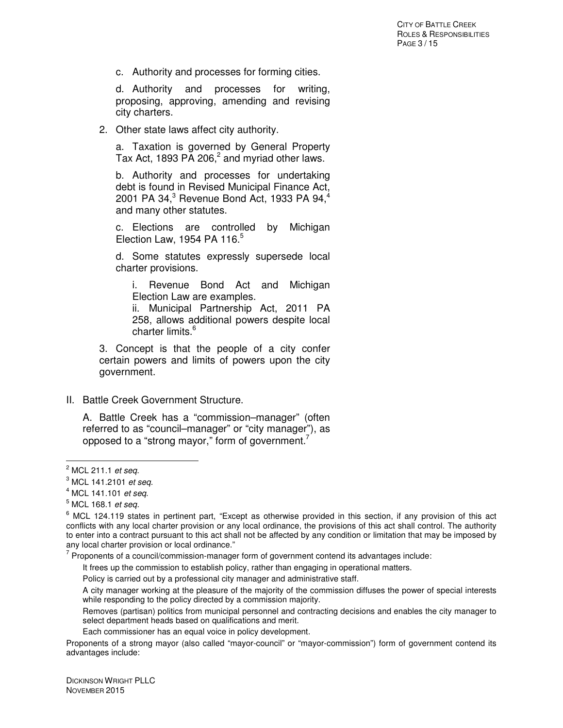c. Authority and processes for forming cities.

d. Authority and processes for writing, proposing, approving, amending and revising city charters.

2. Other state laws affect city authority.

a. Taxation is governed by General Property Tax Act, 1893 PA 206,[2] and myriad other laws.

b. Authority and processes for undertaking debt is found in Revised Municipal Finance Act, 2001 PA 34,[3] Revenue Bond Act, 1933 PA 94,[4] and many other statutes.

c. Elections are controlled by Michigan Election Law, 1954 PA 116.[5]

d. Some statutes expressly supersede local charter provisions.

i. Revenue Bond Act and Michigan Election Law are examples.

ii. Municipal Partnership Act, 2011 PA 258, allows additional powers despite local charter limits.[6]

3. Concept is that the people of a city confer certain powers and limits of powers upon the city government.

II. Battle Creek Government Structure.

A. Battle Creek has a "commission–manager" (often referred to as "council–manager" or "city manager"), as opposed to a "strong mayor," form of government.[7]

---

[2] MCL 211.1 *et seq.*

[3] MCL 141.2101 *et seq.*

[4] MCL 141.101 *et seq.*

[5] MCL 168.1 *et seq.*

[6] MCL 124.119 states in pertinent part, "Except as otherwise provided in this section, if any provision of this act conflicts with any local charter provision or any local ordinance, the provisions of this act shall control. The authority to enter into a contract pursuant to this act shall not be affected by any condition or limitation that may be imposed by any local charter provision or local ordinance."

[7] Proponents of a council/commission-manager form of government contend its advantages include:

It frees up the commission to establish policy, rather than engaging in operational matters.

Policy is carried out by a professional city manager and administrative staff.

A city manager working at the pleasure of the majority of the commission diffuses the power of special interests while responding to the policy directed by a commission majority.

Removes (partisan) politics from municipal personnel and contracting decisions and enables the city manager to select department heads based on qualifications and merit.

Each commissioner has an equal voice in policy development.

Proponents of a strong mayor (also called "mayor-council" or "mayor-commission") form of government contend its advantages include: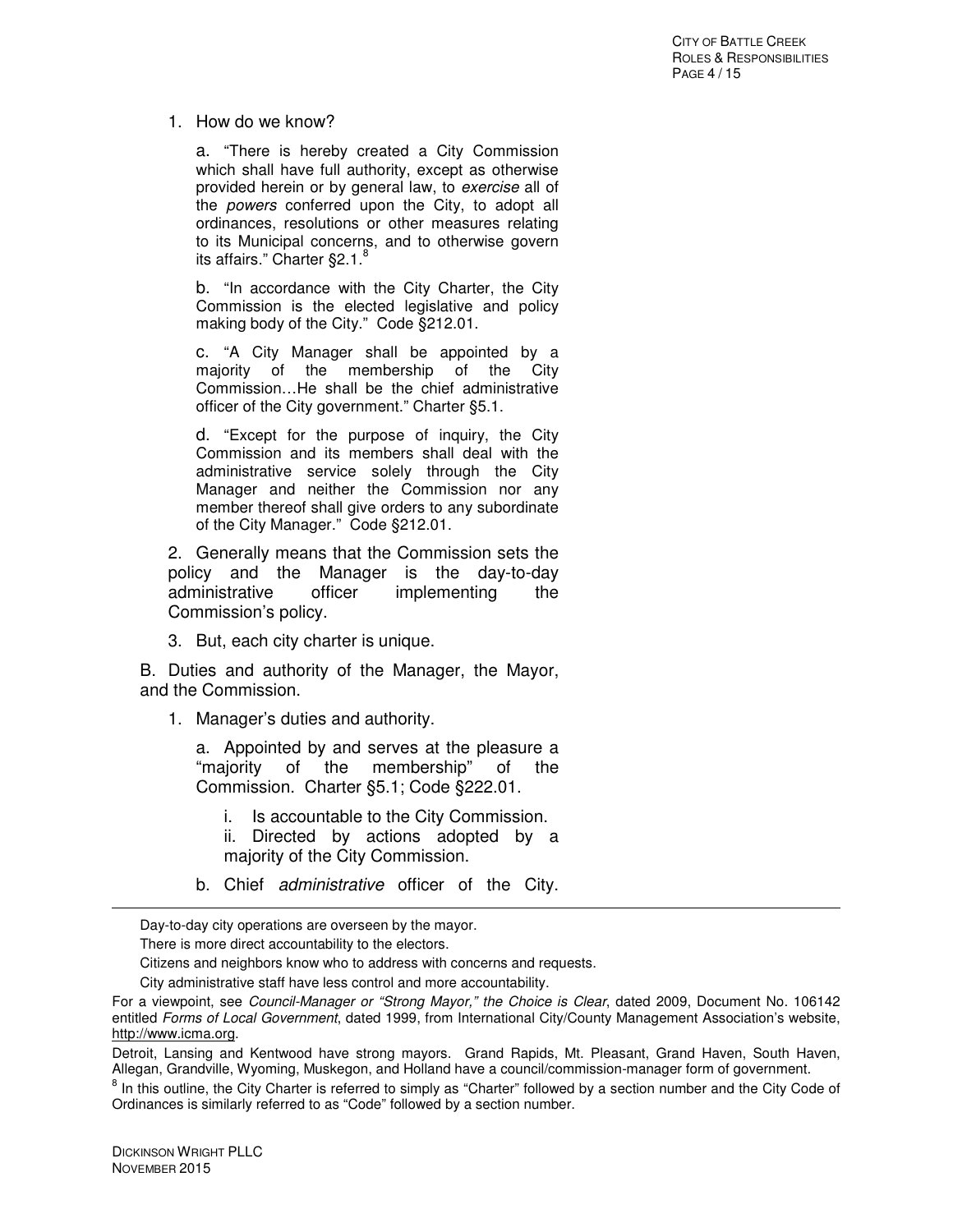1. How do we know?

   a. "There is hereby created a City Commission which shall have full authority, except as otherwise provided herein or by general law, to *exercise* all of the *powers* conferred upon the City, to adopt all ordinances, resolutions or other measures relating to its Municipal concerns, and to otherwise govern its affairs." Charter §2.1.[8]

   b. "In accordance with the City Charter, the City Commission is the elected legislative and policy making body of the City." Code §212.01.

   c. "A City Manager shall be appointed by a majority of the membership of the City Commission…He shall be the chief administrative officer of the City government." Charter §5.1.

   d. "Except for the purpose of inquiry, the City Commission and its members shall deal with the administrative service solely through the City Manager and neither the Commission nor any member thereof shall give orders to any subordinate of the City Manager." Code §212.01.

2. Generally means that the Commission sets the policy and the Manager is the day-to-day administrative officer implementing the Commission's policy.

3. But, each city charter is unique.

B. Duties and authority of the Manager, the Mayor, and the Commission.

1. Manager's duties and authority.

   a. Appointed by and serves at the pleasure a "majority of the membership" of the Commission. Charter §5.1; Code §222.01.

      i. Is accountable to the City Commission.
      ii. Directed by actions adopted by a majority of the City Commission.

   b. Chief *administrative* officer of the City.

---

Day-to-day city operations are overseen by the mayor.

There is more direct accountability to the electors.

Citizens and neighbors know who to address with concerns and requests.

City administrative staff have less control and more accountability.

For a viewpoint, see *Council-Manager or "Strong Mayor," the Choice is Clear*, dated 2009, Document No. 106142 entitled *Forms of Local Government*, dated 1999, from International City/County Management Association's website, http://www.icma.org.

Detroit, Lansing and Kentwood have strong mayors. Grand Rapids, Mt. Pleasant, Grand Haven, South Haven, Allegan, Grandville, Wyoming, Muskegon, and Holland have a council/commission-manager form of government.

[8] In this outline, the City Charter is referred to simply as "Charter" followed by a section number and the City Code of Ordinances is similarly referred to as "Code" followed by a section number.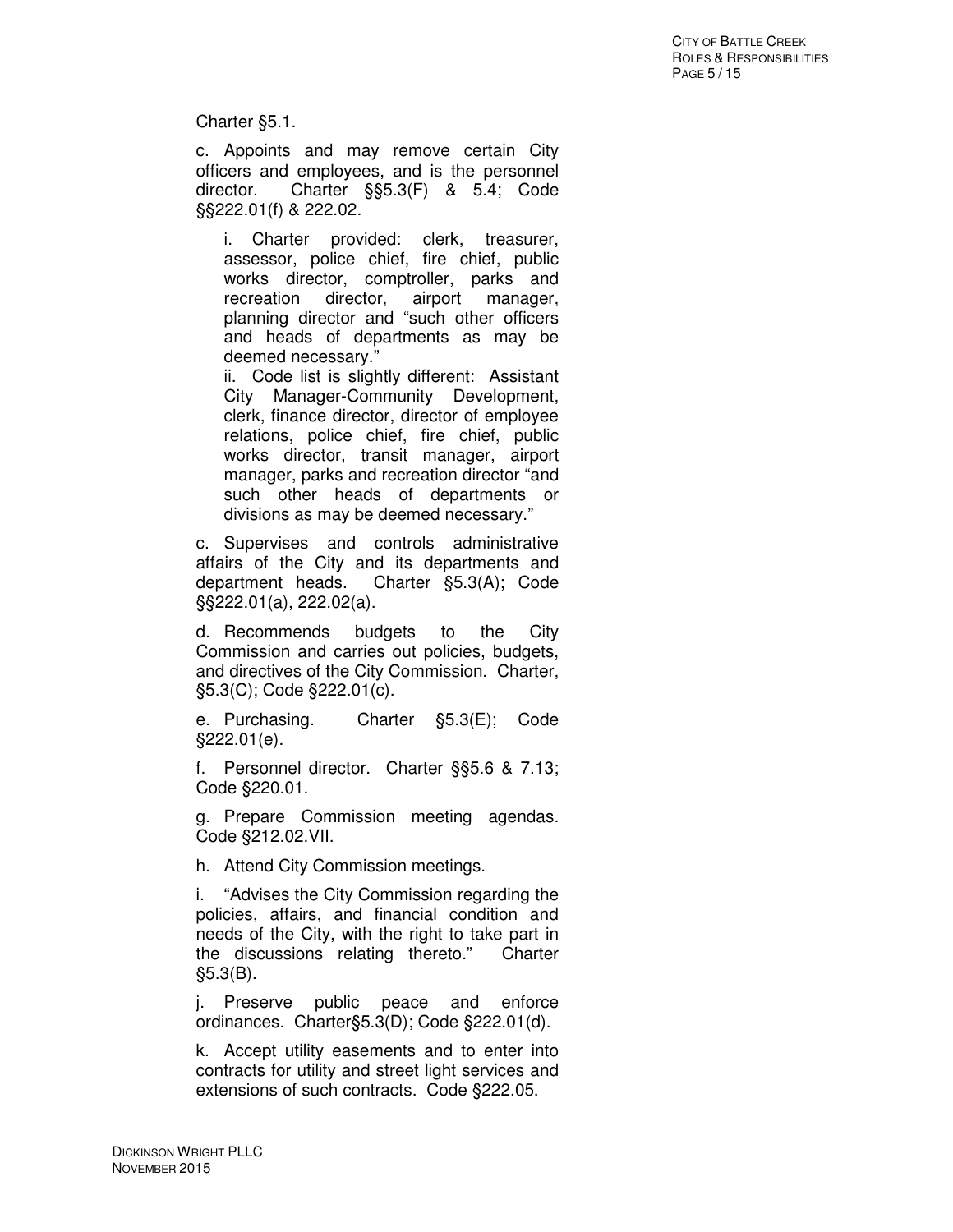Charter §5.1.

c. Appoints and may remove certain City officers and employees, and is the personnel director. Charter §§5.3(F) & 5.4; Code §§222.01(f) & 222.02.

> i. Charter provided: clerk, treasurer, assessor, police chief, fire chief, public works director, comptroller, parks and recreation director, airport manager, planning director and "such other officers and heads of departments as may be deemed necessary."
>
> ii. Code list is slightly different: Assistant City Manager-Community Development, clerk, finance director, director of employee relations, police chief, fire chief, public works director, transit manager, airport manager, parks and recreation director "and such other heads of departments or divisions as may be deemed necessary."

c. Supervises and controls administrative affairs of the City and its departments and department heads. Charter §5.3(A); Code §§222.01(a), 222.02(a).

d. Recommends budgets to the City Commission and carries out policies, budgets, and directives of the City Commission. Charter, §5.3(C); Code §222.01(c).

e. Purchasing. Charter §5.3(E); Code §222.01(e).

f. Personnel director. Charter §§5.6 & 7.13; Code §220.01.

g. Prepare Commission meeting agendas. Code §212.02.VII.

h. Attend City Commission meetings.

i. "Advises the City Commission regarding the policies, affairs, and financial condition and needs of the City, with the right to take part in the discussions relating thereto." Charter §5.3(B).

j. Preserve public peace and enforce ordinances. Charter§5.3(D); Code §222.01(d).

k. Accept utility easements and to enter into contracts for utility and street light services and extensions of such contracts. Code §222.05.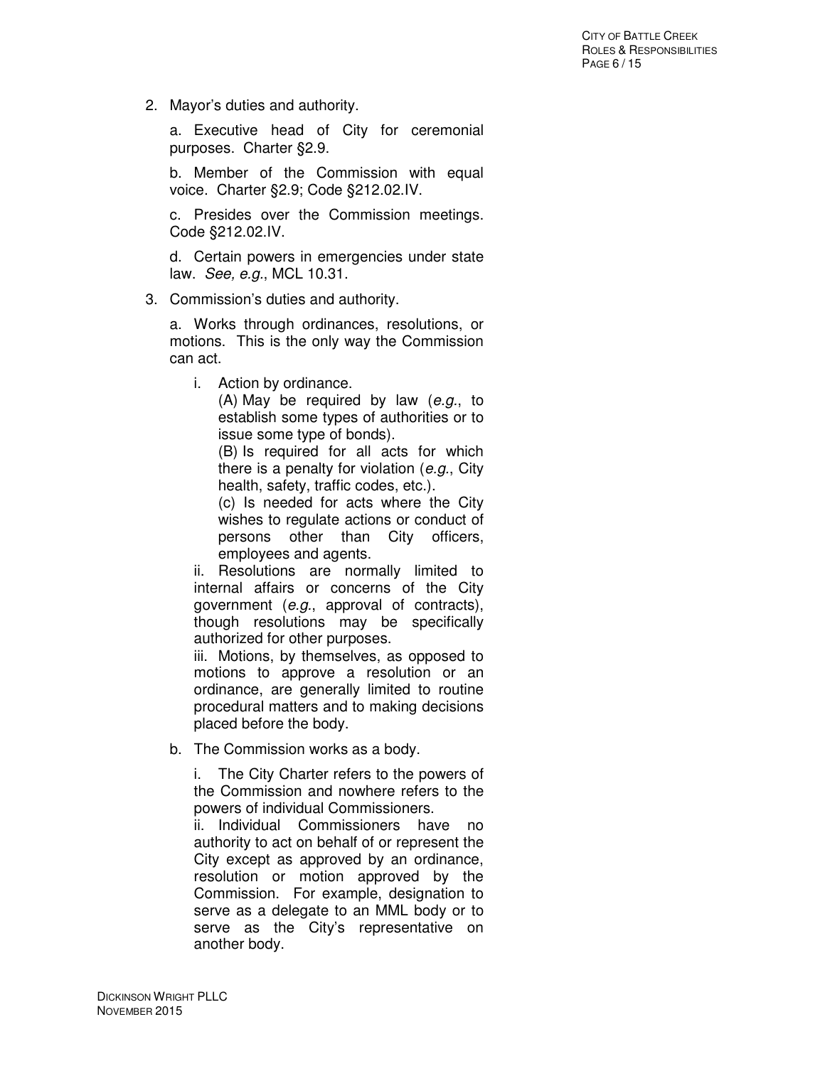2. Mayor's duties and authority.

    a. Executive head of City for ceremonial purposes. Charter §2.9.

    b. Member of the Commission with equal voice. Charter §2.9; Code §212.02.IV.

    c. Presides over the Commission meetings. Code §212.02.IV.

    d. Certain powers in emergencies under state law. *See, e.g.*, MCL 10.31.

3. Commission's duties and authority.

    a. Works through ordinances, resolutions, or motions. This is the only way the Commission can act.

    i. Action by ordinance.

    (A) May be required by law (*e.g.*, to establish some types of authorities or to issue some type of bonds).

    (B) Is required for all acts for which there is a penalty for violation (*e.g.*, City health, safety, traffic codes, etc.).

    (c) Is needed for acts where the City wishes to regulate actions or conduct of persons other than City officers, employees and agents.

    ii. Resolutions are normally limited to internal affairs or concerns of the City government (*e.g.*, approval of contracts), though resolutions may be specifically authorized for other purposes.

    iii. Motions, by themselves, as opposed to motions to approve a resolution or an ordinance, are generally limited to routine procedural matters and to making decisions placed before the body.

    b. The Commission works as a body.

    i. The City Charter refers to the powers of the Commission and nowhere refers to the powers of individual Commissioners.

    ii. Individual Commissioners have no authority to act on behalf of or represent the City except as approved by an ordinance, resolution or motion approved by the Commission. For example, designation to serve as a delegate to an MML body or to serve as the City's representative on another body.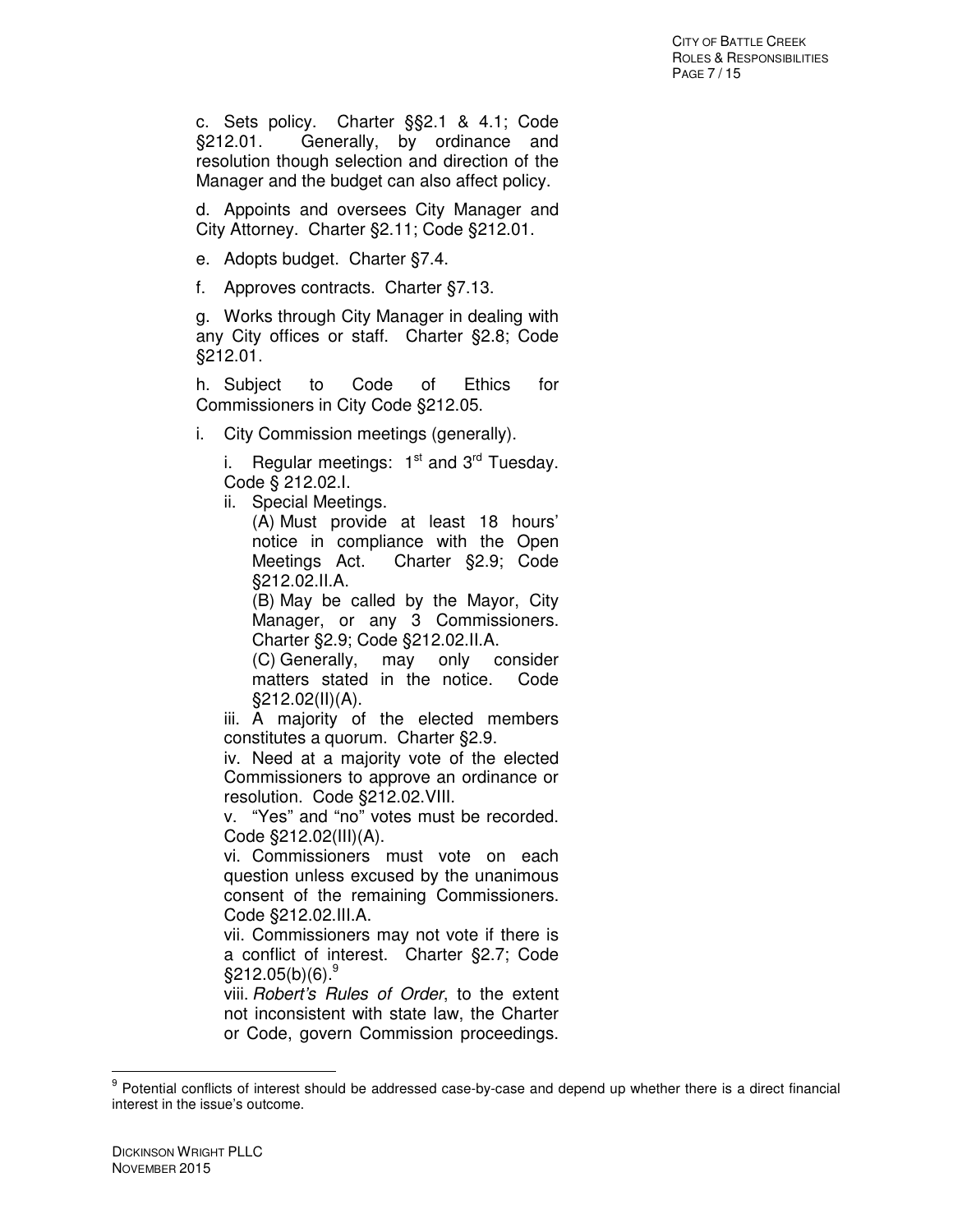c. Sets policy. Charter §§2.1 & 4.1; Code §212.01. Generally, by ordinance and resolution though selection and direction of the Manager and the budget can also affect policy.

d. Appoints and oversees City Manager and City Attorney. Charter §2.11; Code §212.01.

e. Adopts budget. Charter §7.4.

f. Approves contracts. Charter §7.13.

g. Works through City Manager in dealing with any City offices or staff. Charter §2.8; Code §212.01.

h. Subject to Code of Ethics for Commissioners in City Code §212.05.

i. City Commission meetings (generally).

   i. Regular meetings: 1st and 3rd Tuesday. Code § 212.02.I.

   ii. Special Meetings.

      (A) Must provide at least 18 hours' notice in compliance with the Open Meetings Act. Charter §2.9; Code §212.02.II.A.

      (B) May be called by the Mayor, City Manager, or any 3 Commissioners. Charter §2.9; Code §212.02.II.A.

      (C) Generally, may only consider matters stated in the notice. Code §212.02(II)(A).

   iii. A majority of the elected members constitutes a quorum. Charter §2.9.

   iv. Need at a majority vote of the elected Commissioners to approve an ordinance or resolution. Code §212.02.VIII.

   v. "Yes" and "no" votes must be recorded. Code §212.02(III)(A).

   vi. Commissioners must vote on each question unless excused by the unanimous consent of the remaining Commissioners. Code §212.02.III.A.

   vii. Commissioners may not vote if there is a conflict of interest. Charter §2.7; Code §212.05(b)(6).[9]

   viii. *Robert's Rules of Order*, to the extent not inconsistent with state law, the Charter or Code, govern Commission proceedings.

[9] Potential conflicts of interest should be addressed case-by-case and depend up whether there is a direct financial interest in the issue's outcome.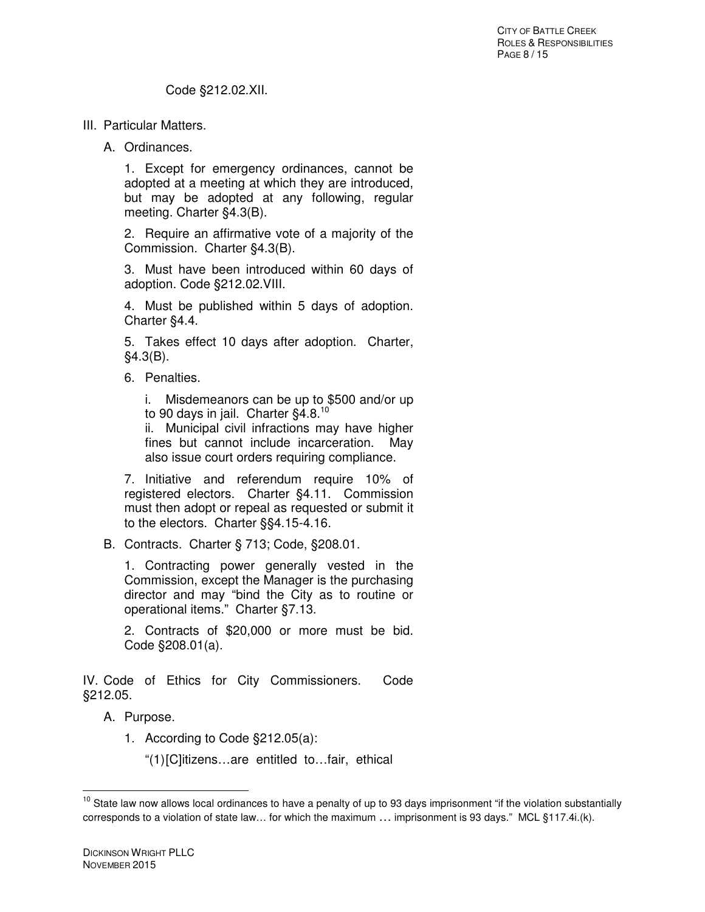Code §212.02.XII.

III. Particular Matters.

A. Ordinances.

1. Except for emergency ordinances, cannot be adopted at a meeting at which they are introduced, but may be adopted at any following, regular meeting. Charter §4.3(B).

2. Require an affirmative vote of a majority of the Commission. Charter §4.3(B).

3. Must have been introduced within 60 days of adoption. Code §212.02.VIII.

4. Must be published within 5 days of adoption. Charter §4.4.

5. Takes effect 10 days after adoption. Charter, §4.3(B).

6. Penalties.

i. Misdemeanors can be up to $500 and/or up to 90 days in jail. Charter §4.8.[10]

ii. Municipal civil infractions may have higher fines but cannot include incarceration. May also issue court orders requiring compliance.

7. Initiative and referendum require 10% of registered electors. Charter §4.11. Commission must then adopt or repeal as requested or submit it to the electors. Charter §§4.15-4.16.

B. Contracts. Charter § 713; Code, §208.01.

1. Contracting power generally vested in the Commission, except the Manager is the purchasing director and may "bind the City as to routine or operational items." Charter §7.13.

2. Contracts of $20,000 or more must be bid. Code §208.01(a).

IV. Code of Ethics for City Commissioners. Code §212.05.

A. Purpose.

1. According to Code §212.05(a):

"(1)[C]itizens…are entitled to…fair, ethical

---

[10] State law now allows local ordinances to have a penalty of up to 93 days imprisonment "if the violation substantially corresponds to a violation of state law… for which the maximum … imprisonment is 93 days." MCL §117.4i.(k).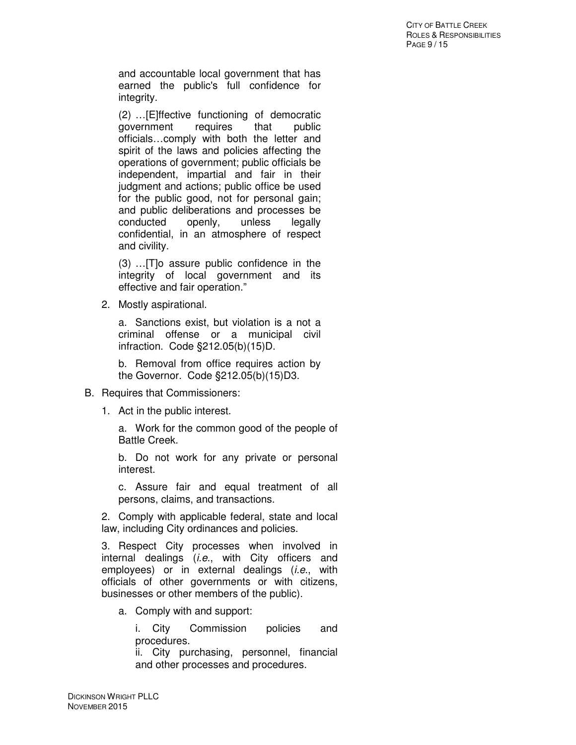and accountable local government that has earned the public's full confidence for integrity.

(2) …[E]ffective functioning of democratic government requires that public officials…comply with both the letter and spirit of the laws and policies affecting the operations of government; public officials be independent, impartial and fair in their judgment and actions; public office be used for the public good, not for personal gain; and public deliberations and processes be conducted openly, unless legally confidential, in an atmosphere of respect and civility.

(3) …[T]o assure public confidence in the integrity of local government and its effective and fair operation."

2. Mostly aspirational.

   a. Sanctions exist, but violation is a not a criminal offense or a municipal civil infraction. Code §212.05(b)(15)D.

   b. Removal from office requires action by the Governor. Code §212.05(b)(15)D3.

B. Requires that Commissioners:

1. Act in the public interest.

   a. Work for the common good of the people of Battle Creek.

   b. Do not work for any private or personal interest.

   c. Assure fair and equal treatment of all persons, claims, and transactions.

2. Comply with applicable federal, state and local law, including City ordinances and policies.

3. Respect City processes when involved in internal dealings (*i.e.*, with City officers and employees) or in external dealings (*i.e.*, with officials of other governments or with citizens, businesses or other members of the public).

   a. Comply with and support:

      i. City Commission policies and procedures.
      ii. City purchasing, personnel, financial and other processes and procedures.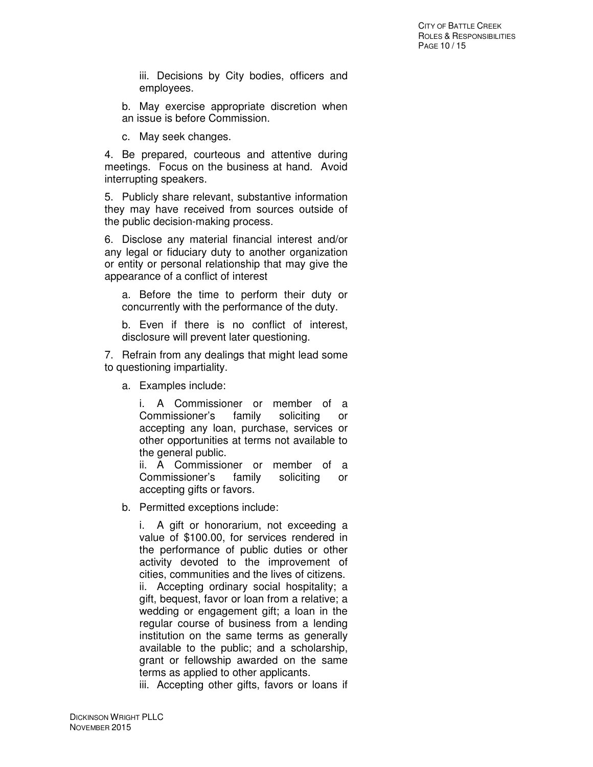iii. Decisions by City bodies, officers and employees.

b. May exercise appropriate discretion when an issue is before Commission.

c. May seek changes.

4. Be prepared, courteous and attentive during meetings. Focus on the business at hand. Avoid interrupting speakers.

5. Publicly share relevant, substantive information they may have received from sources outside of the public decision-making process.

6. Disclose any material financial interest and/or any legal or fiduciary duty to another organization or entity or personal relationship that may give the appearance of a conflict of interest

   a. Before the time to perform their duty or concurrently with the performance of the duty.

   b. Even if there is no conflict of interest, disclosure will prevent later questioning.

7. Refrain from any dealings that might lead some to questioning impartiality.

   a. Examples include:

      i. A Commissioner or member of a Commissioner's family soliciting or accepting any loan, purchase, services or other opportunities at terms not available to the general public.
      ii. A Commissioner or member of a Commissioner's family soliciting or accepting gifts or favors.

   b. Permitted exceptions include:

      i. A gift or honorarium, not exceeding a value of $100.00, for services rendered in the performance of public duties or other activity devoted to the improvement of cities, communities and the lives of citizens.
      ii. Accepting ordinary social hospitality; a gift, bequest, favor or loan from a relative; a wedding or engagement gift; a loan in the regular course of business from a lending institution on the same terms as generally available to the public; and a scholarship, grant or fellowship awarded on the same terms as applied to other applicants.
      iii. Accepting other gifts, favors or loans if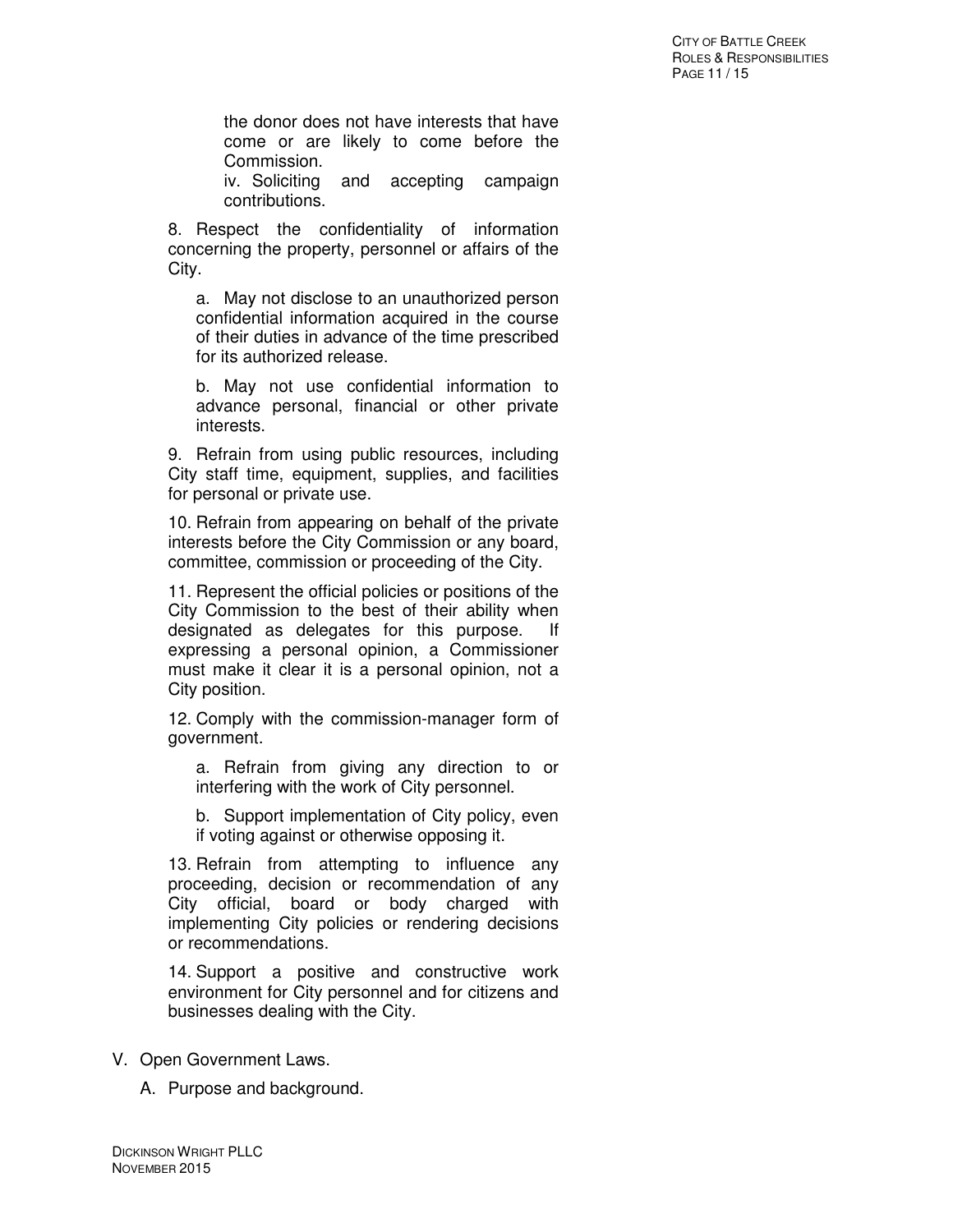the donor does not have interests that have come or are likely to come before the Commission.

iv. Soliciting and accepting campaign contributions.

8. Respect the confidentiality of information concerning the property, personnel or affairs of the City.

   a. May not disclose to an unauthorized person confidential information acquired in the course of their duties in advance of the time prescribed for its authorized release.

   b. May not use confidential information to advance personal, financial or other private interests.

9. Refrain from using public resources, including City staff time, equipment, supplies, and facilities for personal or private use.

10. Refrain from appearing on behalf of the private interests before the City Commission or any board, committee, commission or proceeding of the City.

11. Represent the official policies or positions of the City Commission to the best of their ability when designated as delegates for this purpose. If expressing a personal opinion, a Commissioner must make it clear it is a personal opinion, not a City position.

12. Comply with the commission-manager form of government.

   a. Refrain from giving any direction to or interfering with the work of City personnel.

   b. Support implementation of City policy, even if voting against or otherwise opposing it.

13. Refrain from attempting to influence any proceeding, decision or recommendation of any City official, board or body charged with implementing City policies or rendering decisions or recommendations.

14. Support a positive and constructive work environment for City personnel and for citizens and businesses dealing with the City.

V. Open Government Laws.

   A. Purpose and background.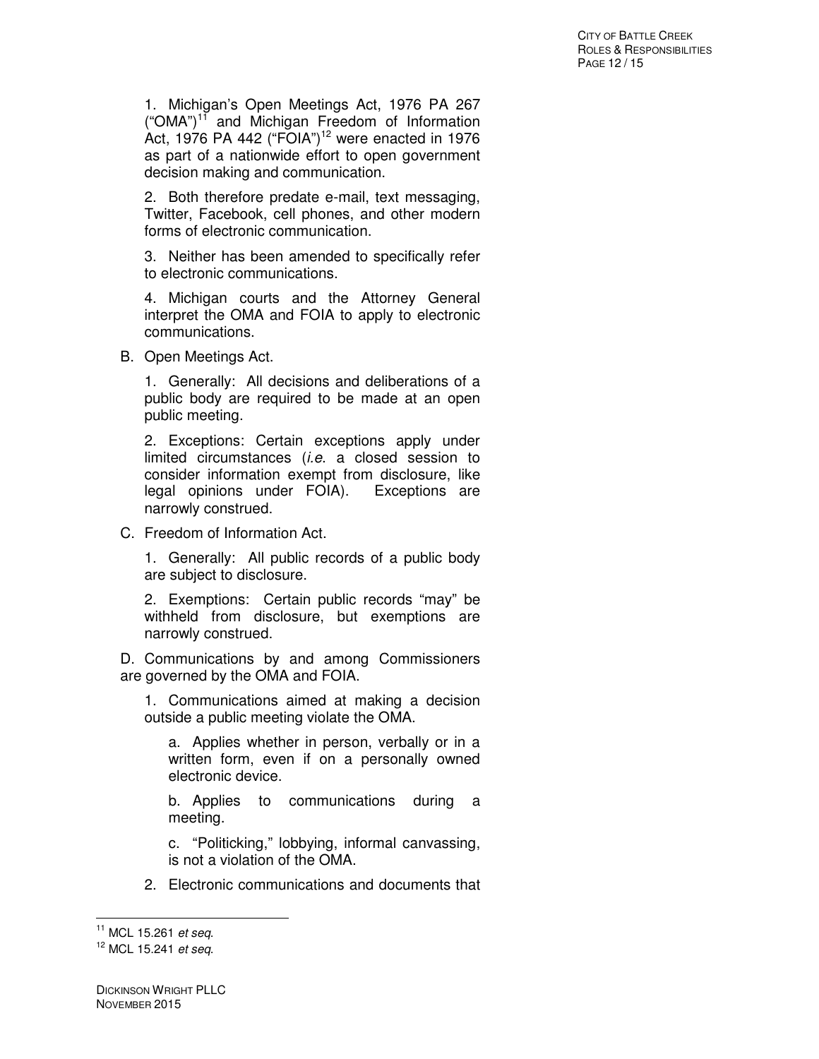1. Michigan's Open Meetings Act, 1976 PA 267 ("OMA")[11] and Michigan Freedom of Information Act, 1976 PA 442 ("FOIA")[12] were enacted in 1976 as part of a nationwide effort to open government decision making and communication.

2. Both therefore predate e-mail, text messaging, Twitter, Facebook, cell phones, and other modern forms of electronic communication.

3. Neither has been amended to specifically refer to electronic communications.

4. Michigan courts and the Attorney General interpret the OMA and FOIA to apply to electronic communications.

B. Open Meetings Act.

1. Generally: All decisions and deliberations of a public body are required to be made at an open public meeting.

2. Exceptions: Certain exceptions apply under limited circumstances (*i.e.* a closed session to consider information exempt from disclosure, like legal opinions under FOIA). Exceptions are narrowly construed.

C. Freedom of Information Act.

1. Generally: All public records of a public body are subject to disclosure.

2. Exemptions: Certain public records "may" be withheld from disclosure, but exemptions are narrowly construed.

D. Communications by and among Commissioners are governed by the OMA and FOIA.

1. Communications aimed at making a decision outside a public meeting violate the OMA.

a. Applies whether in person, verbally or in a written form, even if on a personally owned electronic device.

b. Applies to communications during a meeting.

c. "Politicking," lobbying, informal canvassing, is not a violation of the OMA.

2. Electronic communications and documents that

---

[11] MCL 15.261 *et seq.*

[12] MCL 15.241 *et seq.*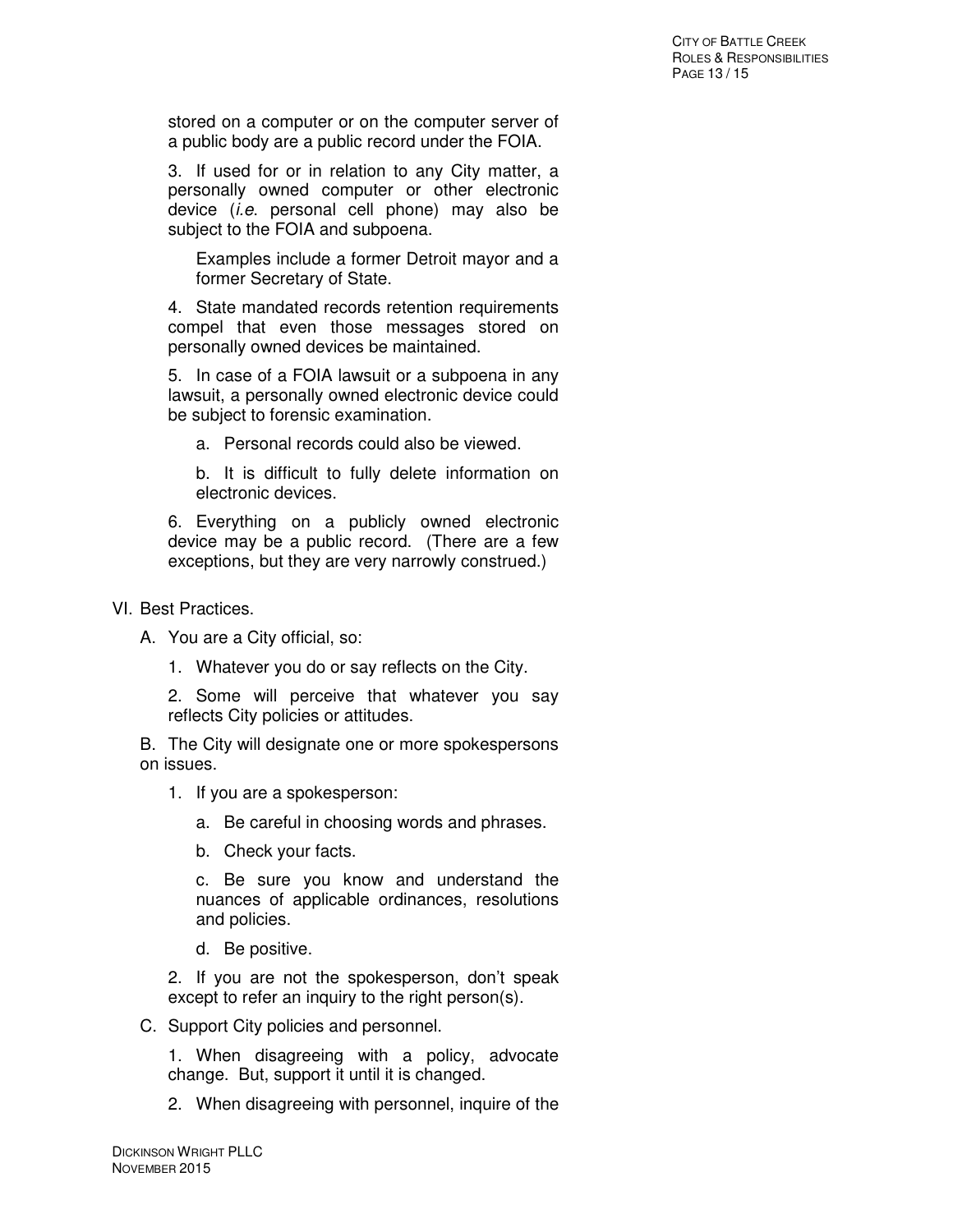stored on a computer or on the computer server of a public body are a public record under the FOIA.

3. If used for or in relation to any City matter, a personally owned computer or other electronic device (*i.e*. personal cell phone) may also be subject to the FOIA and subpoena.

   Examples include a former Detroit mayor and a former Secretary of State.

4. State mandated records retention requirements compel that even those messages stored on personally owned devices be maintained.

5. In case of a FOIA lawsuit or a subpoena in any lawsuit, a personally owned electronic device could be subject to forensic examination.

   a. Personal records could also be viewed.

   b. It is difficult to fully delete information on electronic devices.

6. Everything on a publicly owned electronic device may be a public record. (There are a few exceptions, but they are very narrowly construed.)

VI. Best Practices.

A. You are a City official, so:

   1. Whatever you do or say reflects on the City.

   2. Some will perceive that whatever you say reflects City policies or attitudes.

B. The City will designate one or more spokespersons on issues.

   1. If you are a spokesperson:

      a. Be careful in choosing words and phrases.

      b. Check your facts.

      c. Be sure you know and understand the nuances of applicable ordinances, resolutions and policies.

      d. Be positive.

   2. If you are not the spokesperson, don't speak except to refer an inquiry to the right person(s).

C. Support City policies and personnel.

   1. When disagreeing with a policy, advocate change. But, support it until it is changed.

   2. When disagreeing with personnel, inquire of the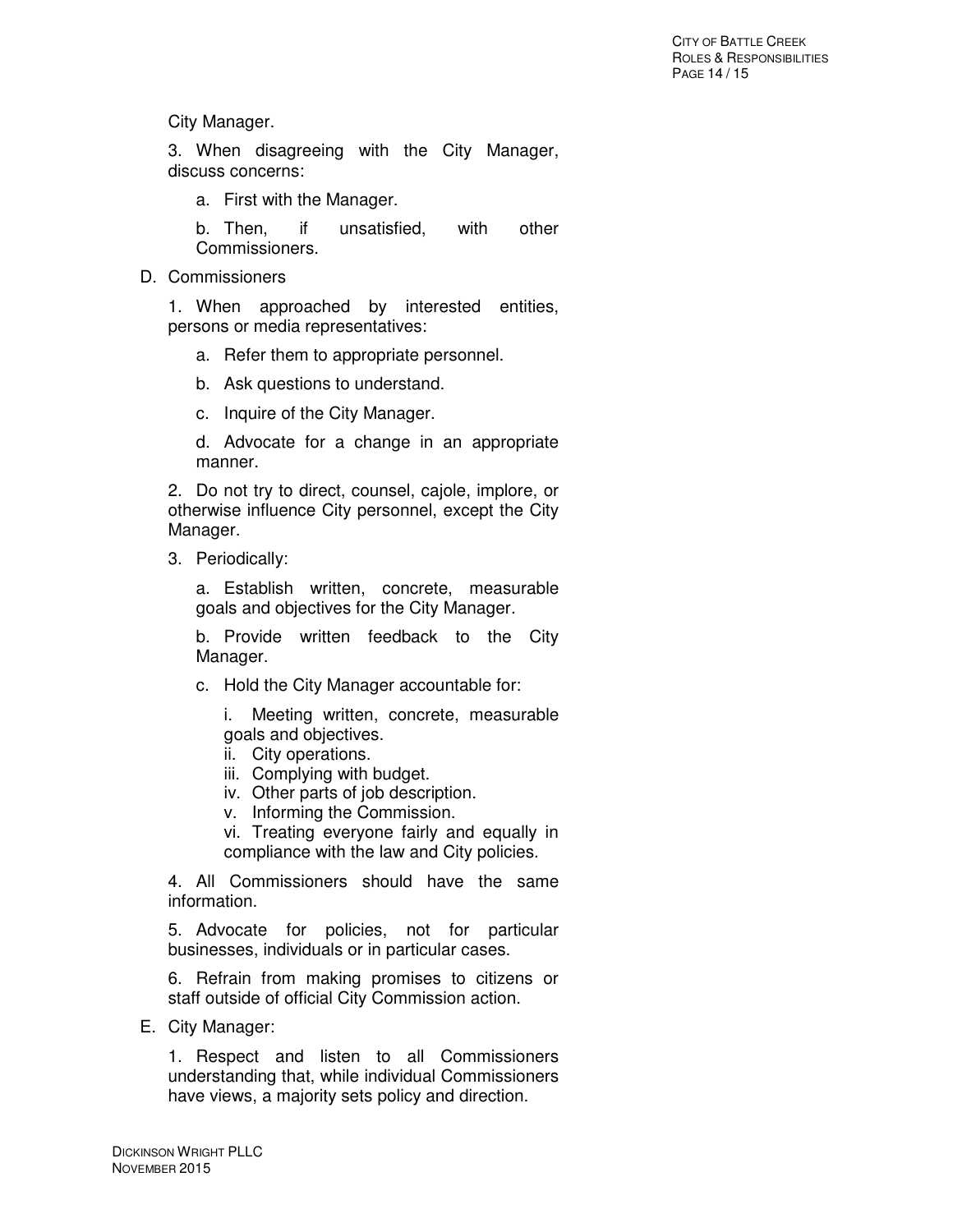City Manager.

3. When disagreeing with the City Manager, discuss concerns:

   a. First with the Manager.

   b. Then, if unsatisfied, with other Commissioners.

D. Commissioners

   1. When approached by interested entities, persons or media representatives:

      a. Refer them to appropriate personnel.

      b. Ask questions to understand.

      c. Inquire of the City Manager.

      d. Advocate for a change in an appropriate manner.

   2. Do not try to direct, counsel, cajole, implore, or otherwise influence City personnel, except the City Manager.

   3. Periodically:

      a. Establish written, concrete, measurable goals and objectives for the City Manager.

      b. Provide written feedback to the City Manager.

      c. Hold the City Manager accountable for:

         i. Meeting written, concrete, measurable goals and objectives.
         ii. City operations.
         iii. Complying with budget.
         iv. Other parts of job description.
         v. Informing the Commission.
         vi. Treating everyone fairly and equally in compliance with the law and City policies.

   4. All Commissioners should have the same information.

   5. Advocate for policies, not for particular businesses, individuals or in particular cases.

   6. Refrain from making promises to citizens or staff outside of official City Commission action.

E. City Manager:

   1. Respect and listen to all Commissioners understanding that, while individual Commissioners have views, a majority sets policy and direction.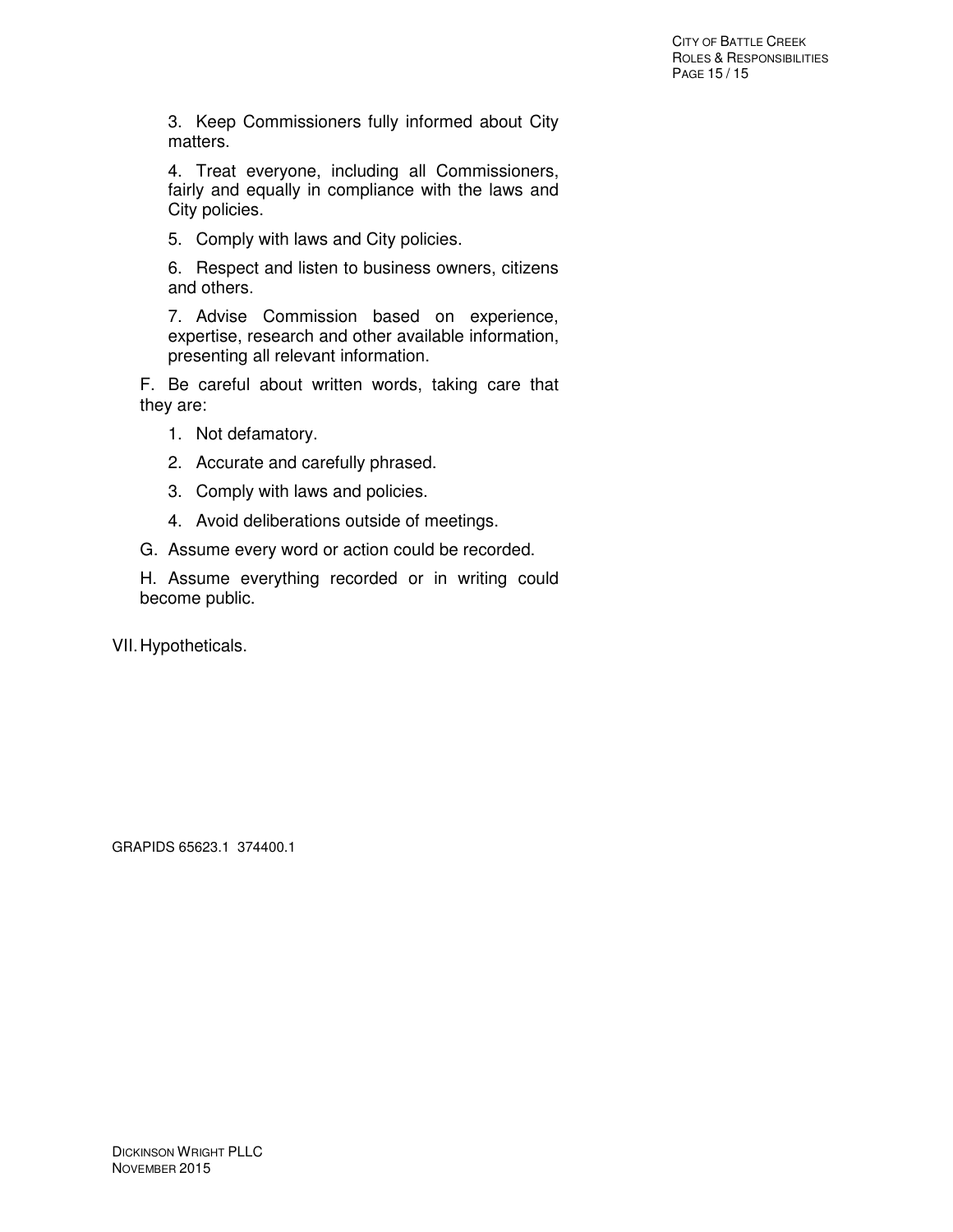3. Keep Commissioners fully informed about City matters.

4. Treat everyone, including all Commissioners, fairly and equally in compliance with the laws and City policies.

5. Comply with laws and City policies.

6. Respect and listen to business owners, citizens and others.

7. Advise Commission based on experience, expertise, research and other available information, presenting all relevant information.

F. Be careful about written words, taking care that they are:

1. Not defamatory.
2. Accurate and carefully phrased.
3. Comply with laws and policies.
4. Avoid deliberations outside of meetings.

G. Assume every word or action could be recorded.

H. Assume everything recorded or in writing could become public.

VII. Hypotheticals.

GRAPIDS 65623.1 374400.1